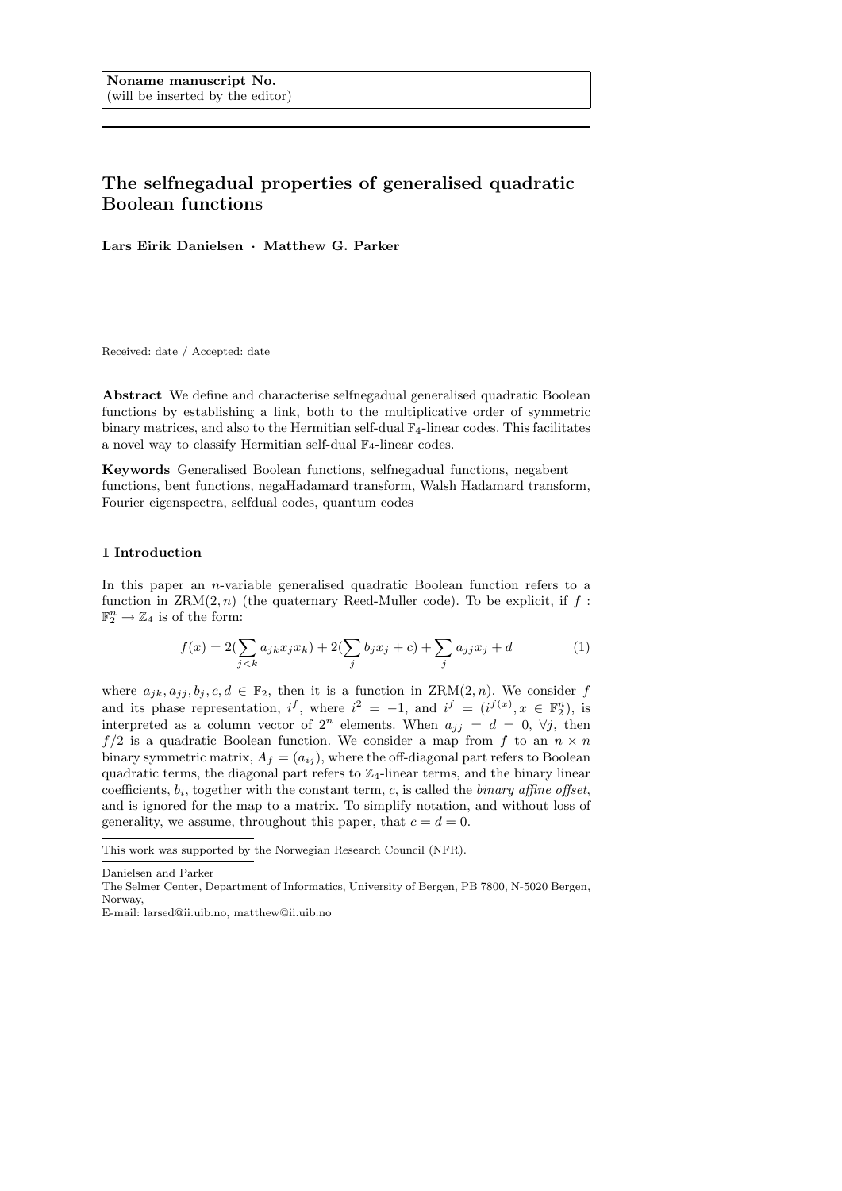**Noname manuscript No.**
(will be inserted by the editor)

# The selfnegadual properties of generalised quadratic Boolean functions

**Lars Eirik Danielsen · Matthew G. Parker**

Received: date / Accepted: date

**Abstract** We define and characterise selfnegadual generalised quadratic Boolean functions by establishing a link, both to the multiplicative order of symmetric binary matrices, and also to the Hermitian self-dual $\mathbb{F}_4$-linear codes. This facilitates a novel way to classify Hermitian self-dual $\mathbb{F}_4$-linear codes.

**Keywords** Generalised Boolean functions, selfnegadual functions, negabent functions, bent functions, negaHadamard transform, Walsh Hadamard transform, Fourier eigenspectra, selfdual codes, quantum codes

## 1 Introduction

In this paper an $n$-variable generalised quadratic Boolean function refers to a function in $\mathrm{ZRM}(2, n)$ (the quaternary Reed-Muller code). To be explicit, if $f : \mathbb{F}_2^n \rightarrow \mathbb{Z}_4$ is of the form:

$$f(x) = 2(\sum_{j<k} a_{jk} x_j x_k) + 2(\sum_j b_j x_j + c) + \sum_j a_{jj} x_j + d \tag{1}$$

where $a_{jk}, a_{jj}, b_j, c, d \in \mathbb{F}_2$, then it is a function in $\mathrm{ZRM}(2, n)$. We consider $f$ and its phase representation, $i^f$, where $i^2 = -1$, and $i^f = (i^{f(x)}, x \in \mathbb{F}_2^n)$, is interpreted as a column vector of $2^n$ elements. When $a_{jj} = d = 0$, $\forall j$, then $f/2$ is a quadratic Boolean function. We consider a map from $f$ to an $n \times n$ binary symmetric matrix, $A_f = (a_{ij})$, where the off-diagonal part refers to Boolean quadratic terms, the diagonal part refers to $\mathbb{Z}_4$-linear terms, and the binary linear coefficients, $b_i$, together with the constant term, $c$, is called the *binary affine offset*, and is ignored for the map to a matrix. To simplify notation, and without loss of generality, we assume, throughout this paper, that $c = d = 0$.

This work was supported by the Norwegian Research Council (NFR).

Danielsen and Parker
The Selmer Center, Department of Informatics, University of Bergen, PB 7800, N-5020 Bergen, Norway,
E-mail: larsed@ii.uib.no, matthew@ii.uib.no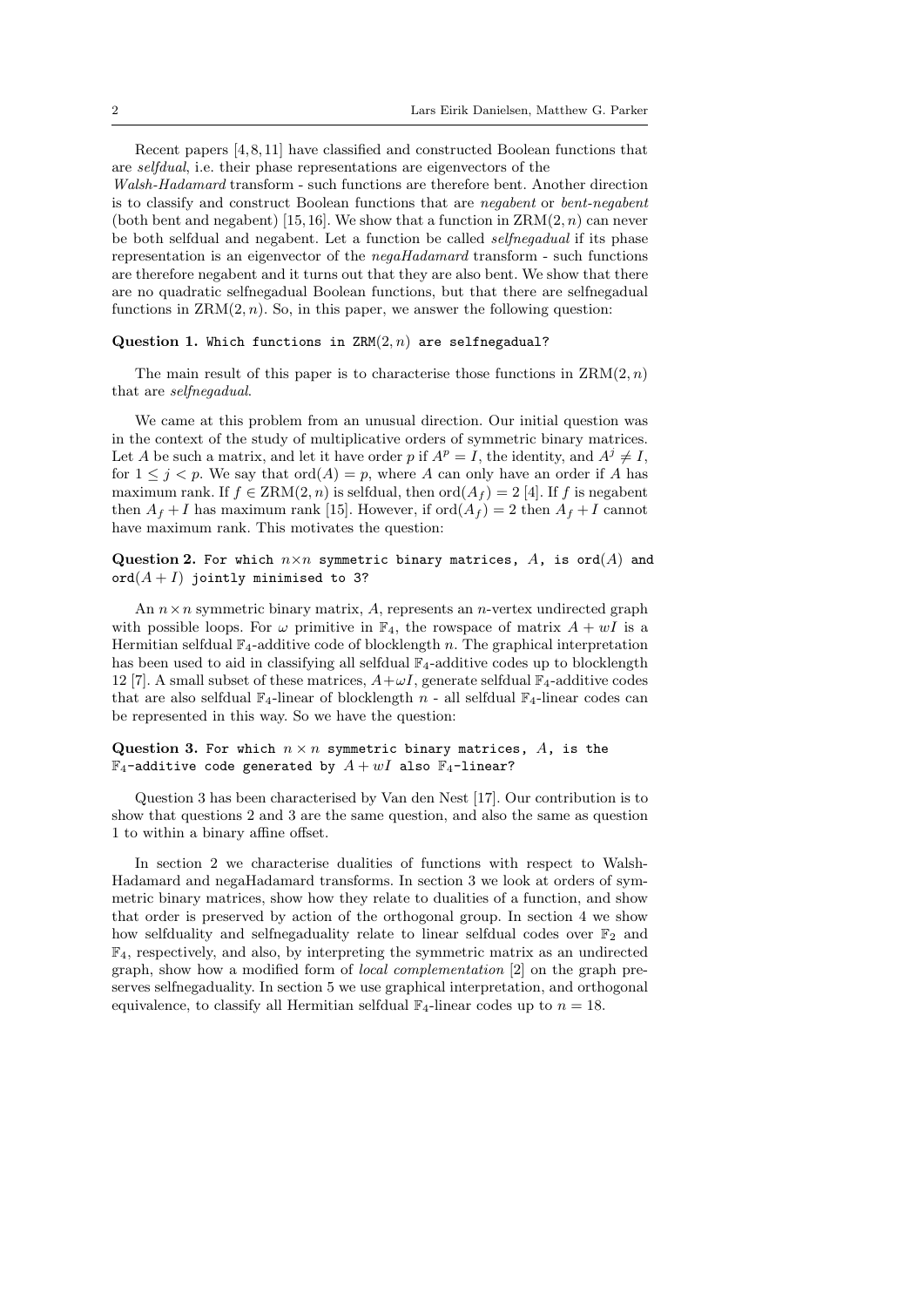Recent papers [4, 8, 11] have classified and constructed Boolean functions that are *selfdual*, i.e. their phase representations are eigenvectors of the *Walsh-Hadamard* transform - such functions are therefore bent. Another direction is to classify and construct Boolean functions that are *negabent* or *bent-negabent* (both bent and negabent) [15, 16]. We show that a function in $\mathrm{ZRM}(2, n)$ can never be both selfdual and negabent. Let a function be called *selfnegadual* if its phase representation is an eigenvector of the *negaHadamard* transform - such functions are therefore negabent and it turns out that they are also bent. We show that there are no quadratic selfnegadual Boolean functions, but that there are selfnegadual functions in $\mathrm{ZRM}(2, n)$. So, in this paper, we answer the following question:

**Question 1.** `Which functions in` $\mathrm{ZRM}(2, n)$ `are selfnegadual?`

The main result of this paper is to characterise those functions in $\mathrm{ZRM}(2, n)$ that are *selfnegadual*.

We came at this problem from an unusual direction. Our initial question was in the context of the study of multiplicative orders of symmetric binary matrices. Let $A$ be such a matrix, and let it have order $p$ if $A^p = I$, the identity, and $A^j \neq I$, for $1 \leq j < p$. We say that $\mathrm{ord}(A) = p$, where $A$ can only have an order if $A$ has maximum rank. If $f \in \mathrm{ZRM}(2, n)$ is selfdual, then $\mathrm{ord}(A_f) = 2$ [4]. If $f$ is negabent then $A_f + I$ has maximum rank [15]. However, if $\mathrm{ord}(A_f) = 2$ then $A_f + I$ cannot have maximum rank. This motivates the question:

**Question 2.** `For which` $n \times n$ `symmetric binary matrices,` $A$`, is` $\mathrm{ord}(A)$ `and` $\mathrm{ord}(A + I)$ `jointly minimised to 3?`

An $n \times n$ symmetric binary matrix, $A$, represents an $n$-vertex undirected graph with possible loops. For $\omega$ primitive in $\mathbb{F}_4$, the rowspace of matrix $A + wI$ is a Hermitian selfdual $\mathbb{F}_4$-additive code of blocklength $n$. The graphical interpretation has been used to aid in classifying all selfdual $\mathbb{F}_4$-additive codes up to blocklength 12 [7]. A small subset of these matrices, $A + \omega I$, generate selfdual $\mathbb{F}_4$-additive codes that are also selfdual $\mathbb{F}_4$-linear of blocklength $n$ - all selfdual $\mathbb{F}_4$-linear codes can be represented in this way. So we have the question:

**Question 3.** `For which` $n \times n$ `symmetric binary matrices,` $A$`, is the` $\mathbb{F}_4$`-additive code generated by` $A + wI$ `also` $\mathbb{F}_4$`-linear?`

Question 3 has been characterised by Van den Nest [17]. Our contribution is to show that questions 2 and 3 are the same question, and also the same as question 1 to within a binary affine offset.

In section 2 we characterise dualities of functions with respect to Walsh-Hadamard and negaHadamard transforms. In section 3 we look at orders of symmetric binary matrices, show how they relate to dualities of a function, and show that order is preserved by action of the orthogonal group. In section 4 we show how selfduality and selfnegaduality relate to linear selfdual codes over $\mathbb{F}_2$ and $\mathbb{F}_4$, respectively, and also, by interpreting the symmetric matrix as an undirected graph, show how a modified form of *local complementation* [2] on the graph preserves selfnegaduality. In section 5 we use graphical interpretation, and orthogonal equivalence, to classify all Hermitian selfdual $\mathbb{F}_4$-linear codes up to $n = 18$.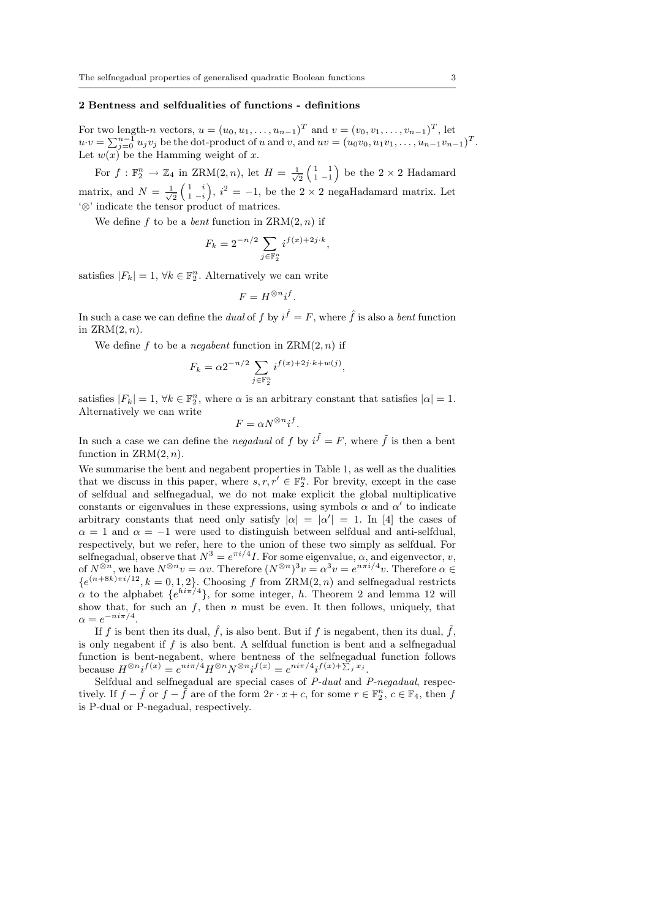## 2 Bentness and selfdualities of functions - definitions

For two length-$n$ vectors, $u = (u_0, u_1, \ldots, u_{n-1})^T$ and $v = (v_0, v_1, \ldots, v_{n-1})^T$, let $u \cdot v = \sum_{j=0}^{n-1} u_j v_j$ be the dot-product of $u$ and $v$, and $uv = (u_0v_0, u_1v_1, \ldots, u_{n-1}v_{n-1})^T$. Let $w(x)$ be the Hamming weight of $x$.

For $f : \mathbb{F}_2^n \to \mathbb{Z}_4$ in $\mathrm{ZRM}(2, n)$, let $H = \frac{1}{\sqrt{2}}\begin{pmatrix} 1 & 1 \\ 1 & -1 \end{pmatrix}$ be the $2 \times 2$ Hadamard matrix, and $N = \frac{1}{\sqrt{2}}\begin{pmatrix} 1 & i \\ 1 & -i \end{pmatrix}$, $i^2 = -1$, be the $2 \times 2$ negaHadamard matrix. Let '$\otimes$' indicate the tensor product of matrices.

We define $f$ to be a *bent* function in $\mathrm{ZRM}(2, n)$ if

$$F_k = 2^{-n/2} \sum_{j \in \mathbb{F}_2^n} i^{f(x) + 2j \cdot k},$$

satisfies $|F_k| = 1$, $\forall k \in \mathbb{F}_2^n$. Alternatively we can write

$$F = H^{\otimes n} i^f.$$

In such a case we can define the *dual* of $f$ by $i^{\hat{f}} = F$, where $\hat{f}$ is also a *bent* function in $\mathrm{ZRM}(2, n)$.

We define $f$ to be a *negabent* function in $\mathrm{ZRM}(2, n)$ if

$$F_k = \alpha 2^{-n/2} \sum_{j \in \mathbb{F}_2^n} i^{f(x) + 2j \cdot k + w(j)},$$

satisfies $|F_k| = 1$, $\forall k \in \mathbb{F}_2^n$, where $\alpha$ is an arbitrary constant that satisfies $|\alpha| = 1$. Alternatively we can write

$$F = \alpha N^{\otimes n} i^f.$$

In such a case we can define the *negadual* of $f$ by $i^{\tilde{f}} = F$, where $\tilde{f}$ is then a bent function in $\mathrm{ZRM}(2, n)$.

We summarise the bent and negabent properties in Table 1, as well as the dualities that we discuss in this paper, where $s, r, r' \in \mathbb{F}_2^n$. For brevity, except in the case of selfdual and selfnegadual, we do not make explicit the global multiplicative constants or eigenvalues in these expressions, using symbols $\alpha$ and $\alpha'$ to indicate arbitrary constants that need only satisfy $|\alpha| = |\alpha'| = 1$. In [4] the cases of $\alpha = 1$ and $\alpha = -1$ were used to distinguish between selfdual and anti-selfdual, respectively, but we refer, here to the union of these two simply as selfdual. For selfnegadual, observe that $N^3 = e^{\pi i/4} I$. For some eigenvalue, $\alpha$, and eigenvector, $v$, of $N^{\otimes n}$, we have $N^{\otimes n} v = \alpha v$. Therefore $(N^{\otimes n})^3 v = \alpha^3 v = e^{n\pi i/4} v$. Therefore $\alpha \in \{e^{(n+8k)\pi i/12}, k = 0, 1, 2\}$. Choosing $f$ from $\mathrm{ZRM}(2, n)$ and selfnegadual restricts $\alpha$ to the alphabet $\{e^{hi\pi/4}\}$, for some integer, $h$. Theorem 2 and lemma 12 will show that, for such an $f$, then $n$ must be even. It then follows, uniquely, that $\alpha = e^{-ni\pi/4}$.

If $f$ is bent then its dual, $\hat{f}$, is also bent. But if $f$ is negabent, then its dual, $\tilde{f}$, is only negabent if $f$ is also bent. A selfdual function is bent and a selfnegadual function is bent-negabent, where bentness of the selfnegadual function follows because $H^{\otimes n} i^{f(x)} = e^{ni\pi/4} H^{\otimes n} N^{\otimes n} i^{f(x)} = e^{ni\pi/4} i^{f(x) + \sum_j x_j}$.

Selfdual and selfnegadual are special cases of *P-dual* and *P-negadual*, respectively. If $f - \hat{f}$ or $f - \tilde{f}$ are of the form $2r \cdot x + c$, for some $r \in \mathbb{F}_2^n$, $c \in \mathbb{F}_4$, then $f$ is P-dual or P-negadual, respectively.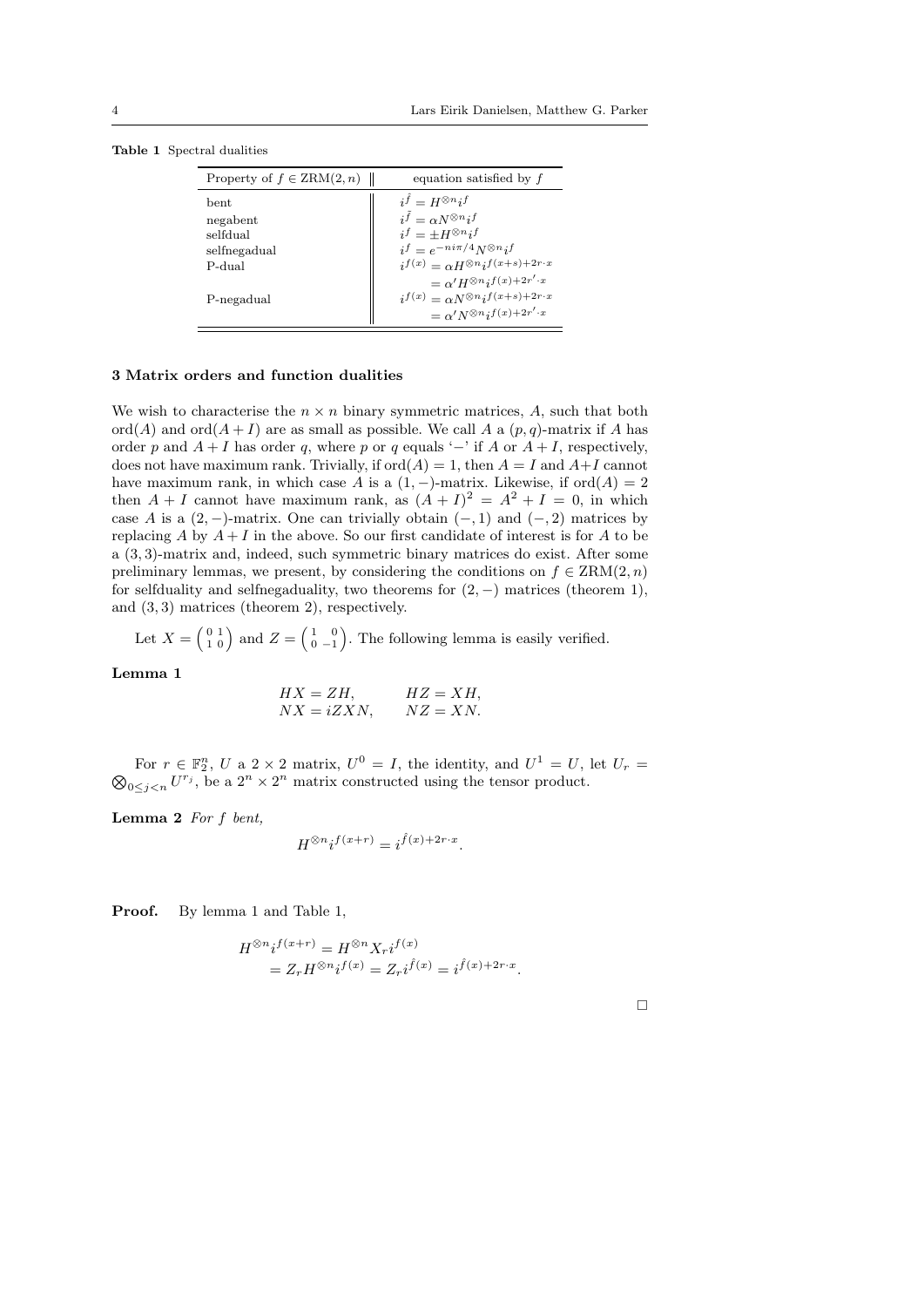**Table 1** Spectral dualities

| Property of $f \in \text{ZRM}(2,n)$ | equation satisfied by $f$ |
|---|---|
| bent | $i^{\hat{f}} = H^{\otimes n} i^f$ |
| negabent | $i^{\hat{f}} = \alpha N^{\otimes n} i^f$ |
| selfdual | $i^f = \pm H^{\otimes n} i^f$ |
| selfnegadual | $i^f = e^{-ni\pi/4} N^{\otimes n} i^f$ |
| P-dual | $i^{f(x)} = \alpha H^{\otimes n} i^{f(x+s)+2r\cdot x}$ $= \alpha' H^{\otimes n} i^{f(x)+2r'\cdot x}$ |
| P-negadual | $i^{f(x)} = \alpha N^{\otimes n} i^{f(x+s)+2r\cdot x}$ $= \alpha' N^{\otimes n} i^{f(x)+2r'\cdot x}$ |

## 3 Matrix orders and function dualities

We wish to characterise the $n \times n$ binary symmetric matrices, $A$, such that both $\text{ord}(A)$ and $\text{ord}(A+I)$ are as small as possible. We call $A$ a $(p,q)$-matrix if $A$ has order $p$ and $A+I$ has order $q$, where $p$ or $q$ equals '$-$' if $A$ or $A+I$, respectively, does not have maximum rank. Trivially, if $\text{ord}(A) = 1$, then $A = I$ and $A+I$ cannot have maximum rank, in which case $A$ is a $(1,-)$-matrix. Likewise, if $\text{ord}(A) = 2$ then $A+I$ cannot have maximum rank, as $(A+I)^2 = A^2 + I = 0$, in which case $A$ is a $(2,-)$-matrix. One can trivially obtain $(-,1)$ and $(-,2)$ matrices by replacing $A$ by $A+I$ in the above. So our first candidate of interest is for $A$ to be a $(3,3)$-matrix and, indeed, such symmetric binary matrices do exist. After some preliminary lemmas, we present, by considering the conditions on $f \in \text{ZRM}(2,n)$ for selfduality and selfnegaduality, two theorems for $(2,-)$ matrices (theorem 1), and $(3,3)$ matrices (theorem 2), respectively.

Let $X = \begin{pmatrix} 0 & 1 \\ 1 & 0 \end{pmatrix}$ and $Z = \begin{pmatrix} 1 & 0 \\ 0 & -1 \end{pmatrix}$. The following lemma is easily verified.

**Lemma 1**

$$HX = ZH, \qquad HZ = XH,$$
$$NX = iZXN, \qquad NZ = XN.$$

For $r \in \mathbb{F}_2^n$, $U$ a $2 \times 2$ matrix, $U^0 = I$, the identity, and $U^1 = U$, let $U_r = \bigotimes_{0 \le j < n} U^{r_j}$, be a $2^n \times 2^n$ matrix constructed using the tensor product.

**Lemma 2** *For $f$ bent,*

$$H^{\otimes n} i^{f(x+r)} = i^{\hat{f}(x)+2r\cdot x}.$$

**Proof.** By lemma 1 and Table 1,

$$H^{\otimes n} i^{f(x+r)} = H^{\otimes n} X_r i^{f(x)}$$
$$= Z_r H^{\otimes n} i^{f(x)} = Z_r i^{\hat{f}(x)} = i^{\hat{f}(x)+2r\cdot x}.$$

□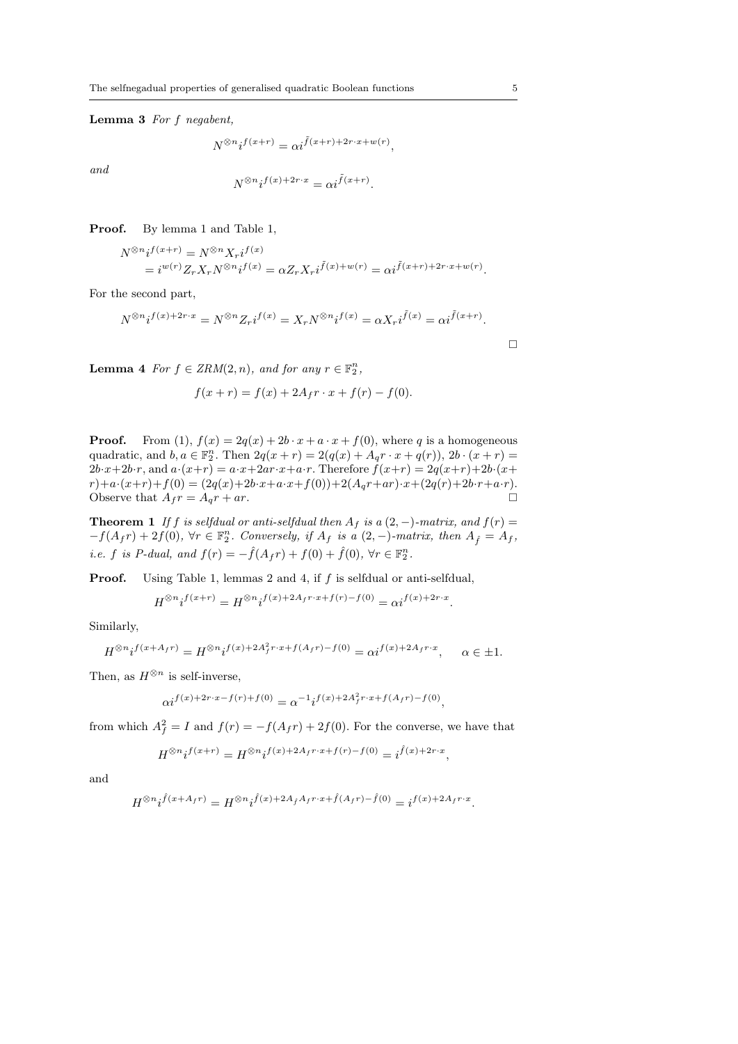**Lemma 3** *For $f$ negabent,*

$$N^{\otimes n} i^{f(x+r)} = \alpha i^{\tilde{f}(x+r)+2r\cdot x+w(r)},$$

*and*

$$N^{\otimes n} i^{f(x)+2r\cdot x} = \alpha i^{\tilde{f}(x+r)}.$$

**Proof.** By lemma 1 and Table 1,

$$\begin{aligned} N^{\otimes n} i^{f(x+r)} &= N^{\otimes n} X_r i^{f(x)} \\ &= i^{w(r)} Z_r X_r N^{\otimes n} i^{f(x)} = \alpha Z_r X_r i^{\tilde{f}(x)+w(r)} = \alpha i^{\tilde{f}(x+r)+2r\cdot x+w(r)}. \end{aligned}$$

For the second part,

$$N^{\otimes n} i^{f(x)+2r\cdot x} = N^{\otimes n} Z_r i^{f(x)} = X_r N^{\otimes n} i^{f(x)} = \alpha X_r i^{\tilde{f}(x)} = \alpha i^{\tilde{f}(x+r)}.$$

□

**Lemma 4** *For $f \in ZRM(2,n)$, and for any $r \in \mathbb{F}_2^n$,*

$$f(x+r) = f(x) + 2A_f r\cdot x + f(r) - f(0).$$

**Proof.** From (1), $f(x) = 2q(x) + 2b\cdot x + a\cdot x + f(0)$, where $q$ is a homogeneous quadratic, and $b, a \in \mathbb{F}_2^n$. Then $2q(x+r) = 2(q(x) + A_q r\cdot x + q(r))$, $2b\cdot(x+r) = 2b\cdot x + 2b\cdot r$, and $a\cdot(x+r) = a\cdot x + 2ar\cdot x + a\cdot r$. Therefore $f(x+r) = 2q(x+r) + 2b\cdot(x+r) + a\cdot(x+r) + f(0) = (2q(x) + 2b\cdot x + a\cdot x + f(0)) + 2(A_q r + ar)\cdot x + (2q(r) + 2b\cdot r + a\cdot r)$. Observe that $A_f r = A_q r + ar$. □

**Theorem 1** *If $f$ is selfdual or anti-selfdual then $A_f$ is a $(2,-)$-matrix, and $f(r) = -f(A_f r) + 2f(0)$, $\forall r \in \mathbb{F}_2^n$. Conversely, if $A_f$ is a $(2,-)$-matrix, then $A_{\hat{f}} = A_f$, i.e. $f$ is P-dual, and $f(r) = -\hat{f}(A_f r) + f(0) + \hat{f}(0)$, $\forall r \in \mathbb{F}_2^n$.*

**Proof.** Using Table 1, lemmas 2 and 4, if $f$ is selfdual or anti-selfdual,

$$H^{\otimes n} i^{f(x+r)} = H^{\otimes n} i^{f(x)+2A_f r\cdot x+f(r)-f(0)} = \alpha i^{f(x)+2r\cdot x}.$$

Similarly,

$$H^{\otimes n} i^{f(x+A_f r)} = H^{\otimes n} i^{f(x)+2A_f^2 r\cdot x+f(A_f r)-f(0)} = \alpha i^{f(x)+2A_f r\cdot x}, \qquad \alpha \in \pm 1.$$

Then, as $H^{\otimes n}$ is self-inverse,

$$\alpha i^{f(x)+2r\cdot x-f(r)+f(0)} = \alpha^{-1} i^{f(x)+2A_f^2 r\cdot x+f(A_f r)-f(0)},$$

from which $A_f^2 = I$ and $f(r) = -f(A_f r) + 2f(0)$. For the converse, we have that

$$H^{\otimes n} i^{f(x+r)} = H^{\otimes n} i^{f(x)+2A_f r\cdot x+f(r)-f(0)} = i^{\hat{f}(x)+2r\cdot x},$$

and

$$H^{\otimes n} i^{\hat{f}(x+A_f r)} = H^{\otimes n} i^{\hat{f}(x)+2A_{\hat{f}} A_f r\cdot x+\hat{f}(A_f r)-\hat{f}(0)} = i^{f(x)+2A_f r\cdot x}.$$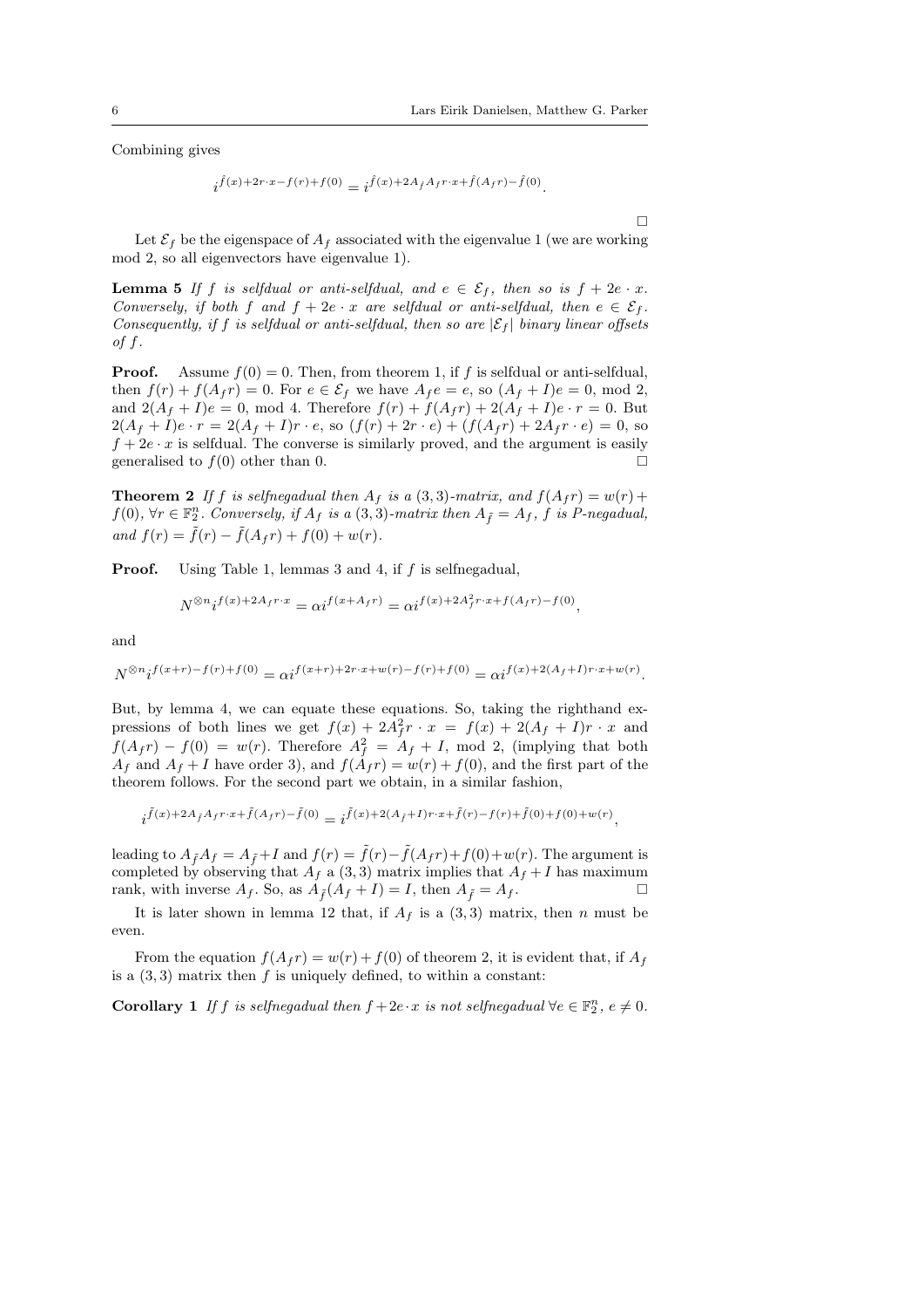Combining gives

$$i^{\hat{f}(x)+2r\cdot x-f(r)+f(0)} = i^{\hat{f}(x)+2A_{\hat{f}}A_f r\cdot x+\hat{f}(A_f r)-\hat{f}(0)}.$$

□

Let $\mathcal{E}_f$ be the eigenspace of $A_f$ associated with the eigenvalue 1 (we are working mod 2, so all eigenvectors have eigenvalue 1).

**Lemma 5** *If $f$ is selfdual or anti-selfdual, and $e \in \mathcal{E}_f$, then so is $f + 2e \cdot x$. Conversely, if both $f$ and $f + 2e \cdot x$ are selfdual or anti-selfdual, then $e \in \mathcal{E}_f$. Consequently, if $f$ is selfdual or anti-selfdual, then so are $|\mathcal{E}_f|$ binary linear offsets of $f$.*

**Proof.** Assume $f(0) = 0$. Then, from theorem 1, if $f$ is selfdual or anti-selfdual, then $f(r) + f(A_f r) = 0$. For $e \in \mathcal{E}_f$ we have $A_f e = e$, so $(A_f + I)e = 0$, mod 2, and $2(A_f + I)e = 0$, mod 4. Therefore $f(r) + f(A_f r) + 2(A_f + I)e \cdot r = 0$. But $2(A_f + I)e \cdot r = 2(A_f + I)r \cdot e$, so $(f(r) + 2r \cdot e) + (f(A_f r) + 2A_f r \cdot e) = 0$, so $f + 2e \cdot x$ is selfdual. The converse is similarly proved, and the argument is easily generalised to $f(0)$ other than 0. □

**Theorem 2** *If $f$ is selfnegadual then $A_f$ is a $(3, 3)$-matrix, and $f(A_f r) = w(r) + f(0)$, $\forall r \in \mathbb{F}_2^n$. Conversely, if $A_f$ is a $(3, 3)$-matrix then $A_{\tilde{f}} = A_f$, $f$ is P-negadual, and $f(r) = \tilde{f}(r) - \tilde{f}(A_f r) + f(0) + w(r)$.*

**Proof.** Using Table 1, lemmas 3 and 4, if $f$ is selfnegadual,

$$N^{\otimes n} i^{f(x)+2A_f r\cdot x} = \alpha i^{f(x+A_f r)} = \alpha i^{f(x)+2A_f^2 r\cdot x+f(A_f r)-f(0)},$$

and

$$N^{\otimes n} i^{f(x+r)-f(r)+f(0)} = \alpha i^{f(x+r)+2r\cdot x+w(r)-f(r)+f(0)} = \alpha i^{f(x)+2(A_f+I)r\cdot x+w(r)}.$$

But, by lemma 4, we can equate these equations. So, taking the righthand expressions of both lines we get $f(x) + 2A_f^2 r \cdot x = f(x) + 2(A_f + I)r \cdot x$ and $f(A_f r) - f(0) = w(r)$. Therefore $A_f^2 = A_f + I$, mod 2, (implying that both $A_f$ and $A_f + I$ have order 3), and $f(A_f r) = w(r) + f(0)$, and the first part of the theorem follows. For the second part we obtain, in a similar fashion,

$$i^{\tilde{f}(x)+2A_{\tilde{f}}A_f r\cdot x+\tilde{f}(A_f r)-\tilde{f}(0)} = i^{\tilde{f}(x)+2(A_{\tilde{f}}+I)r\cdot x+\tilde{f}(r)-f(r)+\tilde{f}(0)+f(0)+w(r)},$$

leading to $A_{\tilde{f}} A_f = A_{\tilde{f}} + I$ and $f(r) = \tilde{f}(r) - \tilde{f}(A_f r) + f(0) + w(r)$. The argument is completed by observing that $A_f$ a $(3, 3)$ matrix implies that $A_f + I$ has maximum rank, with inverse $A_f$. So, as $A_{\tilde{f}}(A_f + I) = I$, then $A_{\tilde{f}} = A_f$. □

It is later shown in lemma 12 that, if $A_f$ is a $(3, 3)$ matrix, then $n$ must be even.

From the equation $f(A_f r) = w(r) + f(0)$ of theorem 2, it is evident that, if $A_f$ is a $(3, 3)$ matrix then $f$ is uniquely defined, to within a constant:

**Corollary 1** *If $f$ is selfnegadual then $f + 2e \cdot x$ is not selfnegadual $\forall e \in \mathbb{F}_2^n$, $e \neq 0$.*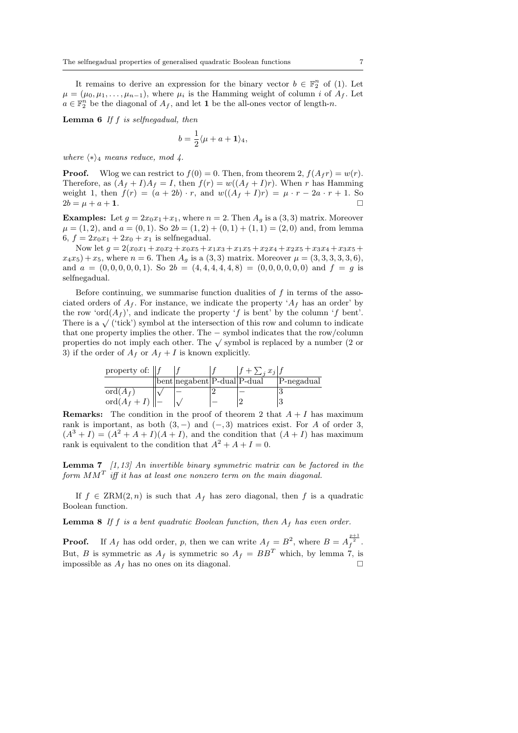It remains to derive an expression for the binary vector $b \in \mathbb{F}_2^n$ of (1). Let $\mu = (\mu_0, \mu_1, \ldots, \mu_{n-1})$, where $\mu_i$ is the Hamming weight of column $i$ of $A_f$. Let $a \in \mathbb{F}_2^n$ be the diagonal of $A_f$, and let $\mathbf{1}$ be the all-ones vector of length-$n$.

**Lemma 6** *If $f$ is selfnegadual, then*

$$b = \frac{1}{2}\langle \mu + a + \mathbf{1} \rangle_4,$$

*where $\langle * \rangle_4$ means reduce, mod 4.*

**Proof.** Wlog we can restrict to $f(0) = 0$. Then, from theorem 2, $f(A_f r) = w(r)$. Therefore, as $(A_f + I)A_f = I$, then $f(r) = w((A_f + I)r)$. When $r$ has Hamming weight 1, then $f(r) = (a + 2b) \cdot r$, and $w((A_f + I)r) = \mu \cdot r - 2a \cdot r + 1$. So $2b = \mu + a + \mathbf{1}$. □

**Examples:** Let $g = 2x_0x_1 + x_1$, where $n = 2$. Then $A_g$ is a $(3,3)$ matrix. Moreover $\mu = (1,2)$, and $a = (0,1)$. So $2b = (1,2) + (0,1) + (1,1) = (2,0)$ and, from lemma 6, $f = 2x_0x_1 + 2x_0 + x_1$ is selfnegadual.

Now let $g = 2(x_0x_1 + x_0x_2 + x_0x_5 + x_1x_3 + x_1x_5 + x_2x_4 + x_2x_5 + x_3x_4 + x_3x_5 + x_4x_5) + x_5$, where $n = 6$. Then $A_g$ is a $(3,3)$ matrix. Moreover $\mu = (3,3,3,3,3,6)$, and $a = (0,0,0,0,0,1)$. So $2b = (4,4,4,4,4,8) = (0,0,0,0,0,0)$ and $f = g$ is selfnegadual.

Before continuing, we summarise function dualities of $f$ in terms of the associated orders of $A_f$. For instance, we indicate the property '$A_f$ has an order' by the row 'ord($A_f$)', and indicate the property '$f$ is bent' by the column '$f$ bent'. There is a $\surd$ ('tick') symbol at the intersection of this row and column to indicate that one property implies the other. The $-$ symbol indicates that the row/column properties do not imply each other. The $\surd$ symbol is replaced by a number (2 or 3) if the order of $A_f$ or $A_f + I$ is known explicitly.

| property of: | $f$ | $f$ | $f$ | $f + \sum_j x_j$ | $f$ |
|---|---|---|---|---|---|
| | bent | negabent | P-dual | P-dual | P-negadual |
| ord($A_f$) | $\surd$ | $-$ | 2 | $-$ | 3 |
| ord($A_f + I$) | $-$ | $\surd$ | $-$ | 2 | 3 |

**Remarks:** The condition in the proof of theorem 2 that $A + I$ has maximum rank is important, as both $(3,-)$ and $(-,3)$ matrices exist. For $A$ of order 3, $(A^3 + I) = (A^2 + A + I)(A + I)$, and the condition that $(A + I)$ has maximum rank is equivalent to the condition that $A^2 + A + I = 0$.

**Lemma 7** *[1, 13] An invertible binary symmetric matrix can be factored in the form $MM^T$ iff it has at least one nonzero term on the main diagonal.*

If $f \in \text{ZRM}(2,n)$ is such that $A_f$ has zero diagonal, then $f$ is a quadratic Boolean function.

**Lemma 8** *If $f$ is a bent quadratic Boolean function, then $A_f$ has even order.*

**Proof.** If $A_f$ has odd order, $p$, then we can write $A_f = B^2$, where $B = A_f^{\frac{p+1}{2}}$. But, $B$ is symmetric as $A_f$ is symmetric so $A_f = BB^T$ which, by lemma 7, is impossible as $A_f$ has no ones on its diagonal. □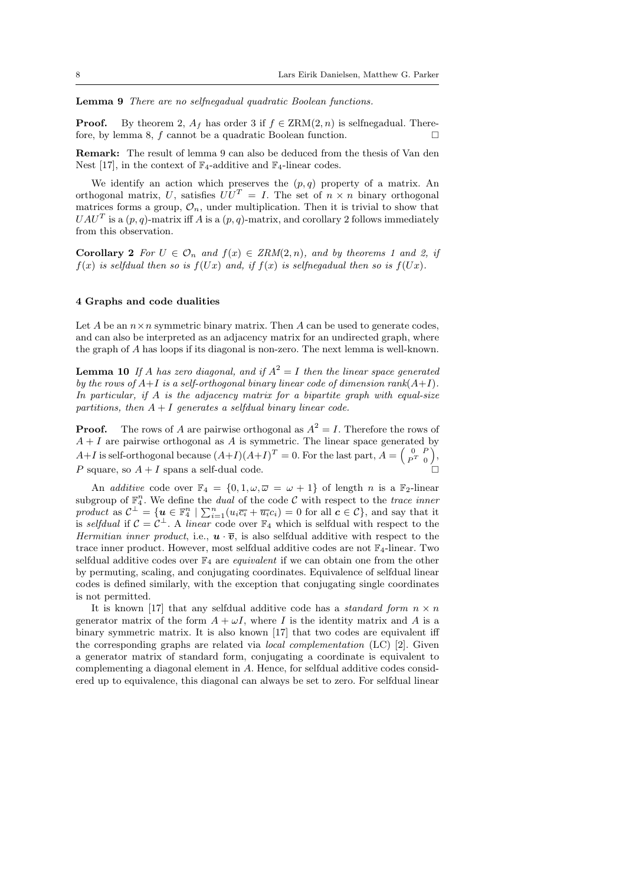**Lemma 9** *There are no selfnegadual quadratic Boolean functions.*

**Proof.** By theorem 2, $A_f$ has order 3 if $f \in \text{ZRM}(2,n)$ is selfnegadual. Therefore, by lemma 8, $f$ cannot be a quadratic Boolean function. $\square$

**Remark:** The result of lemma 9 can also be deduced from the thesis of Van den Nest [17], in the context of $\mathbb{F}_4$-additive and $\mathbb{F}_4$-linear codes.

We identify an action which preserves the $(p,q)$ property of a matrix. An orthogonal matrix, $U$, satisfies $UU^T = I$. The set of $n \times n$ binary orthogonal matrices forms a group, $\mathcal{O}_n$, under multiplication. Then it is trivial to show that $UAU^T$ is a $(p,q)$-matrix iff $A$ is a $(p,q)$-matrix, and corollary 2 follows immediately from this observation.

**Corollary 2** *For $U \in \mathcal{O}_n$ and $f(x) \in ZRM(2,n)$, and by theorems 1 and 2, if $f(x)$ is selfdual then so is $f(Ux)$ and, if $f(x)$ is selfnegadual then so is $f(Ux)$.*

## 4 Graphs and code dualities

Let $A$ be an $n \times n$ symmetric binary matrix. Then $A$ can be used to generate codes, and can also be interpreted as an adjacency matrix for an undirected graph, where the graph of $A$ has loops if its diagonal is non-zero. The next lemma is well-known.

**Lemma 10** *If $A$ has zero diagonal, and if $A^2 = I$ then the linear space generated by the rows of $A+I$ is a self-orthogonal binary linear code of dimension rank$(A+I)$. In particular, if $A$ is the adjacency matrix for a bipartite graph with equal-size partitions, then $A+I$ generates a selfdual binary linear code.*

**Proof.** The rows of $A$ are pairwise orthogonal as $A^2 = I$. Therefore the rows of $A+I$ are pairwise orthogonal as $A$ is symmetric. The linear space generated by $A+I$ is self-orthogonal because $(A+I)(A+I)^T = 0$. For the last part, $A = \begin{pmatrix} 0 & P \\ P^T & 0 \end{pmatrix}$, $P$ square, so $A+I$ spans a self-dual code. $\square$

An *additive* code over $\mathbb{F}_4 = \{0, 1, \omega, \overline{\omega} = \omega + 1\}$ of length $n$ is a $\mathbb{F}_2$-linear subgroup of $\mathbb{F}_4^n$. We define the *dual* of the code $\mathcal{C}$ with respect to the *trace inner product* as $\mathcal{C}^\perp = \{\boldsymbol{u} \in \mathbb{F}_4^n \mid \sum_{i=1}^n (u_i \overline{c_i} + \overline{u_i} c_i) = 0 \text{ for all } \boldsymbol{c} \in \mathcal{C}\}$, and say that it is *selfdual* if $\mathcal{C} = \mathcal{C}^\perp$. A *linear* code over $\mathbb{F}_4$ which is selfdual with respect to the *Hermitian inner product*, i.e., $\boldsymbol{u} \cdot \overline{\boldsymbol{v}}$, is also selfdual additive with respect to the trace inner product. However, most selfdual additive codes are not $\mathbb{F}_4$-linear. Two selfdual additive codes over $\mathbb{F}_4$ are *equivalent* if we can obtain one from the other by permuting, scaling, and conjugating coordinates. Equivalence of selfdual linear codes is defined similarly, with the exception that conjugating single coordinates is not permitted.

It is known [17] that any selfdual additive code has a *standard form* $n \times n$ generator matrix of the form $A + \omega I$, where $I$ is the identity matrix and $A$ is a binary symmetric matrix. It is also known [17] that two codes are equivalent iff the corresponding graphs are related via *local complementation* (LC) [2]. Given a generator matrix of standard form, conjugating a coordinate is equivalent to complementing a diagonal element in $A$. Hence, for selfdual additive codes considered up to equivalence, this diagonal can always be set to zero. For selfdual linear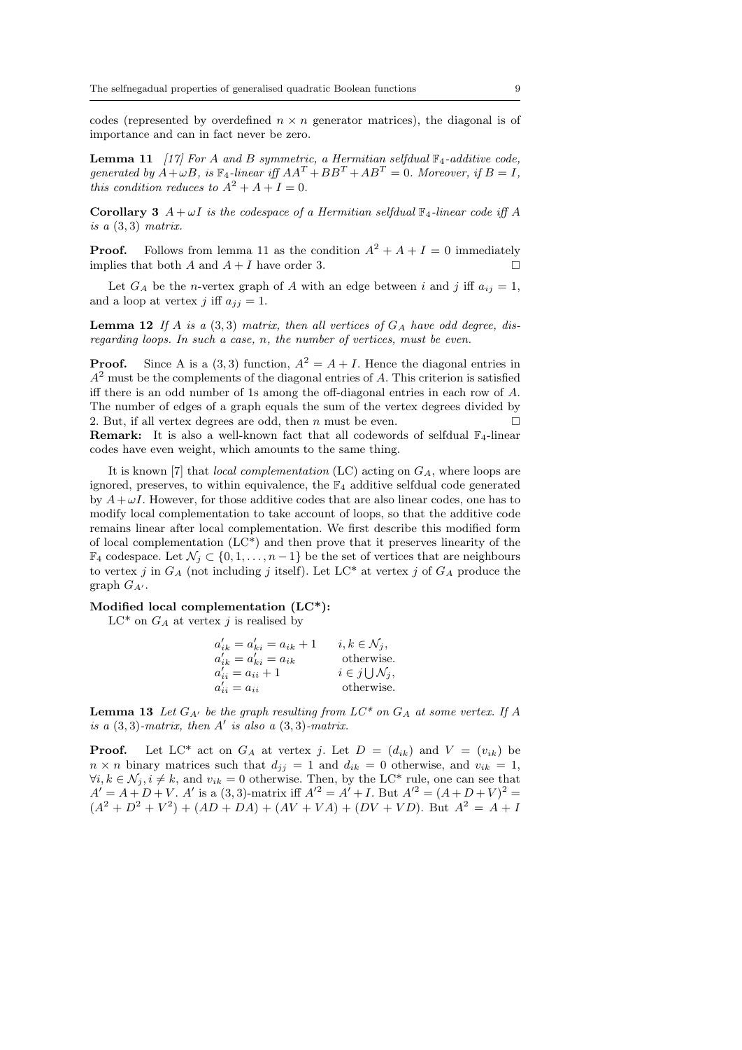codes (represented by overdefined $n \times n$ generator matrices), the diagonal is of importance and can in fact never be zero.

**Lemma 11** *[17] For $A$ and $B$ symmetric, a Hermitian selfdual $\mathbb{F}_4$-additive code, generated by $A+\omega B$, is $\mathbb{F}_4$-linear iff $AA^T + BB^T + AB^T = 0$. Moreover, if $B = I$, this condition reduces to $A^2 + A + I = 0$.*

**Corollary 3** *$A + \omega I$ is the codespace of a Hermitian selfdual $\mathbb{F}_4$-linear code iff $A$ is a $(3,3)$ matrix.*

**Proof.** Follows from lemma 11 as the condition $A^2 + A + I = 0$ immediately implies that both $A$ and $A + I$ have order 3. □

Let $G_A$ be the $n$-vertex graph of $A$ with an edge between $i$ and $j$ iff $a_{ij} = 1$, and a loop at vertex $j$ iff $a_{jj} = 1$.

**Lemma 12** *If $A$ is a $(3,3)$ matrix, then all vertices of $G_A$ have odd degree, disregarding loops. In such a case, $n$, the number of vertices, must be even.*

**Proof.** Since A is a $(3,3)$ function, $A^2 = A + I$. Hence the diagonal entries in $A^2$ must be the complements of the diagonal entries of $A$. This criterion is satisfied iff there is an odd number of 1s among the off-diagonal entries in each row of $A$. The number of edges of a graph equals the sum of the vertex degrees divided by 2. But, if all vertex degrees are odd, then $n$ must be even. □

**Remark:** It is also a well-known fact that all codewords of selfdual $\mathbb{F}_4$-linear codes have even weight, which amounts to the same thing.

It is known [7] that *local complementation* (LC) acting on $G_A$, where loops are ignored, preserves, to within equivalence, the $\mathbb{F}_4$ additive selfdual code generated by $A + \omega I$. However, for those additive codes that are also linear codes, one has to modify local complementation to take account of loops, so that the additive code remains linear after local complementation. We first describe this modified form of local complementation (LC*) and then prove that it preserves linearity of the $\mathbb{F}_4$ codespace. Let $\mathcal{N}_j \subset \{0, 1, \ldots, n-1\}$ be the set of vertices that are neighbours to vertex $j$ in $G_A$ (not including $j$ itself). Let LC* at vertex $j$ of $G_A$ produce the graph $G_{A'}$.

**Modified local complementation (LC*):**

LC* on $G_A$ at vertex $j$ is realised by

$$
\begin{array}{ll}
a'_{ik} = a'_{ki} = a_{ik} + 1 & i, k \in \mathcal{N}_j, \\
a'_{ik} = a'_{ki} = a_{ik} & \text{otherwise.} \\
a'_{ii} = a_{ii} + 1 & i \in j \bigcup \mathcal{N}_j, \\
a'_{ii} = a_{ii} & \text{otherwise.}
\end{array}
$$

**Lemma 13** *Let $G_{A'}$ be the graph resulting from LC* on $G_A$ at some vertex. If $A$ is a $(3,3)$-matrix, then $A'$ is also a $(3,3)$-matrix.*

**Proof.** Let LC* act on $G_A$ at vertex $j$. Let $D = (d_{ik})$ and $V = (v_{ik})$ be $n \times n$ binary matrices such that $d_{jj} = 1$ and $d_{ik} = 0$ otherwise, and $v_{ik} = 1$, $\forall i, k \in \mathcal{N}_j, i \neq k$, and $v_{ik} = 0$ otherwise. Then, by the LC* rule, one can see that $A' = A + D + V$. $A'$ is a $(3,3)$-matrix iff $A'^2 = A' + I$. But $A'^2 = (A + D + V)^2 = (A^2 + D^2 + V^2) + (AD + DA) + (AV + VA) + (DV + VD)$. But $A^2 = A + I$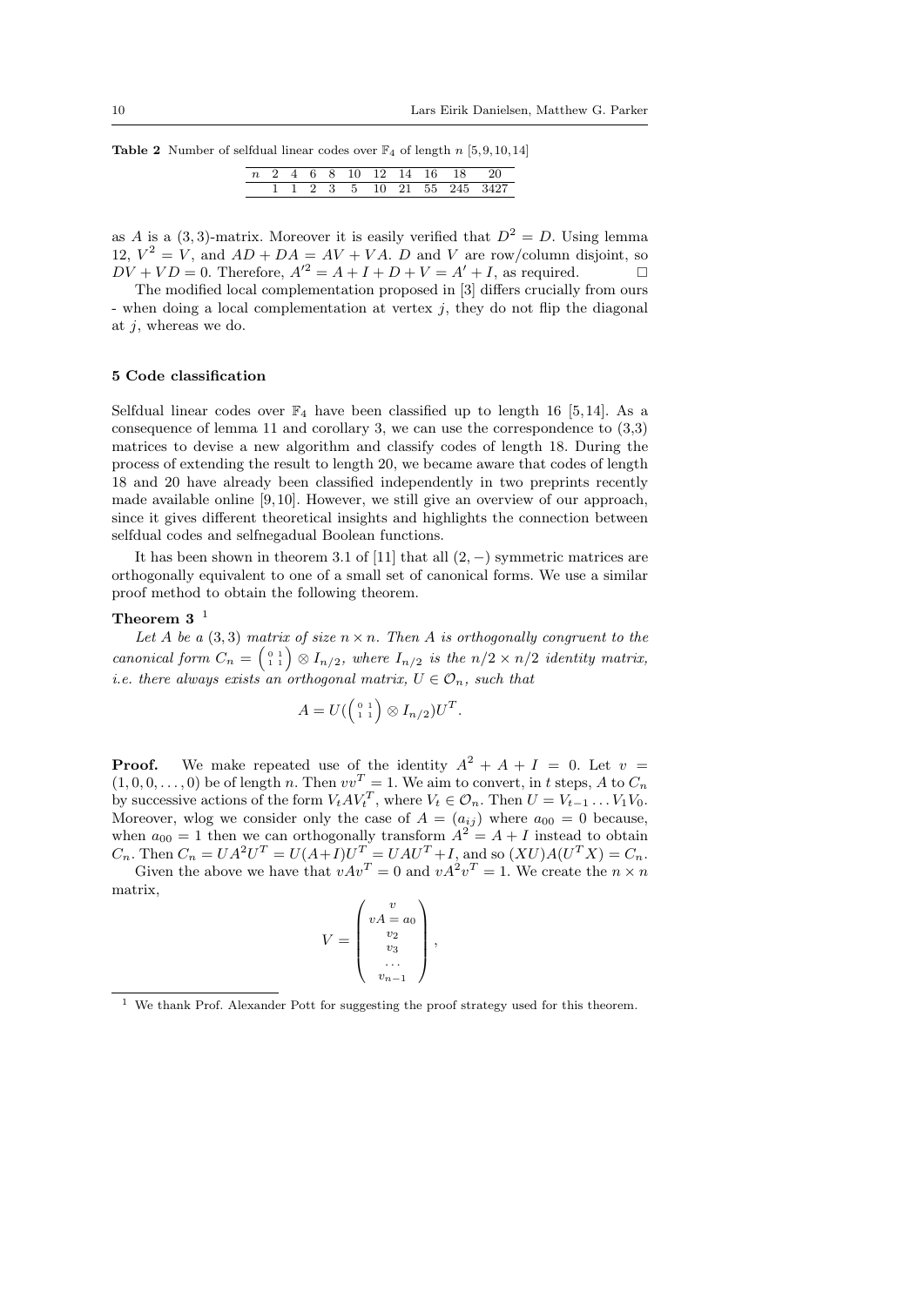**Table 2** Number of selfdual linear codes over $\mathbb{F}_4$ of length $n$ [5,9,10,14]

| $n$ | 2 | 4 | 6 | 8 | 10 | 12 | 14 | 16 | 18 | 20 |
|---|---|---|---|---|---|---|---|---|---|---|
| | 1 | 1 | 2 | 3 | 5 | 10 | 21 | 55 | 245 | 3427 |

as $A$ is a $(3,3)$-matrix. Moreover it is easily verified that $D^2 = D$. Using lemma 12, $V^2 = V$, and $AD + DA = AV + VA$. $D$ and $V$ are row/column disjoint, so $DV + VD = 0$. Therefore, $A'^2 = A + I + D + V = A' + I$, as required. □

The modified local complementation proposed in [3] differs crucially from ours - when doing a local complementation at vertex $j$, they do not flip the diagonal at $j$, whereas we do.

## 5 Code classification

Selfdual linear codes over $\mathbb{F}_4$ have been classified up to length 16 [5,14]. As a consequence of lemma 11 and corollary 3, we can use the correspondence to (3,3) matrices to devise a new algorithm and classify codes of length 18. During the process of extending the result to length 20, we became aware that codes of length 18 and 20 have already been classified independently in two preprints recently made available online [9,10]. However, we still give an overview of our approach, since it gives different theoretical insights and highlights the connection between selfdual codes and selfnegadual Boolean functions.

It has been shown in theorem 3.1 of [11] that all $(2,-)$ symmetric matrices are orthogonally equivalent to one of a small set of canonical forms. We use a similar proof method to obtain the following theorem.

**Theorem 3** [1]

*Let $A$ be a $(3,3)$ matrix of size $n \times n$. Then $A$ is orthogonally congruent to the canonical form $C_n = \left(\begin{smallmatrix} 0 & 1 \\ 1 & 1 \end{smallmatrix}\right) \otimes I_{n/2}$, where $I_{n/2}$ is the $n/2 \times n/2$ identity matrix, i.e. there always exists an orthogonal matrix, $U \in \mathcal{O}_n$, such that*

$$A = U(\left(\begin{smallmatrix} 0 & 1 \\ 1 & 1 \end{smallmatrix}\right) \otimes I_{n/2})U^T.$$

**Proof.** We make repeated use of the identity $A^2 + A + I = 0$. Let $v = (1,0,0,\ldots,0)$ be of length $n$. Then $vv^T = 1$. We aim to convert, in $t$ steps, $A$ to $C_n$ by successive actions of the form $V_t A V_t^T$, where $V_t \in \mathcal{O}_n$. Then $U = V_{t-1} \ldots V_1 V_0$. Moreover, wlog we consider only the case of $A = (a_{ij})$ where $a_{00} = 0$ because, when $a_{00} = 1$ then we can orthogonally transform $A^2 = A + I$ instead to obtain $C_n$. Then $C_n = UA^2U^T = U(A+I)U^T = UAU^T + I$, and so $(XU)A(U^T X) = C_n$.

Given the above we have that $vAv^T = 0$ and $vA^2v^T = 1$. We create the $n \times n$ matrix,

$$V = \begin{pmatrix} v \\ vA = a_0 \\ v_2 \\ v_3 \\ \ldots \\ v_{n-1} \end{pmatrix},$$

[1] We thank Prof. Alexander Pott for suggesting the proof strategy used for this theorem.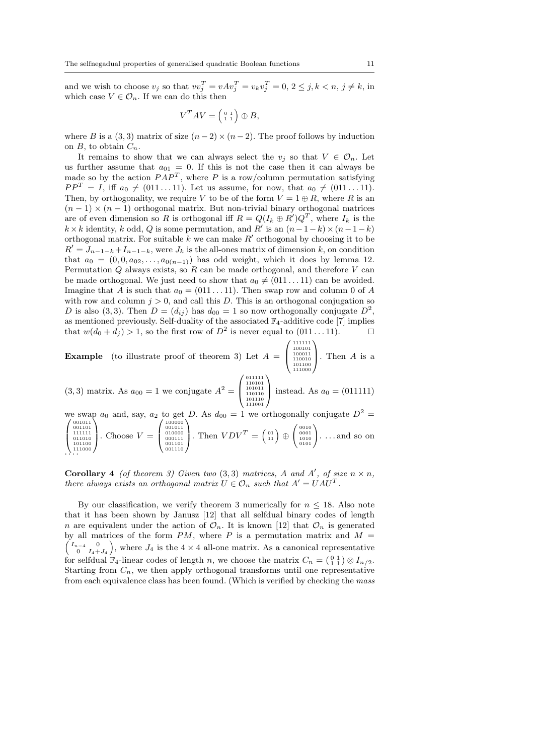and we wish to choose $v_j$ so that $vv_j^T = vAv_j^T = v_kv_j^T = 0$, $2 \le j, k < n$, $j \ne k$, in which case $V \in \mathcal{O}_n$. If we can do this then

$$V^TAV = \begin{pmatrix} 0 & 1 \\ 1 & 1 \end{pmatrix} \oplus B,$$

where $B$ is a $(3,3)$ matrix of size $(n-2) \times (n-2)$. The proof follows by induction on $B$, to obtain $C_n$.

It remains to show that we can always select the $v_j$ so that $V \in \mathcal{O}_n$. Let us further assume that $a_{01} = 0$. If this is not the case then it can always be made so by the action $PAP^T$, where $P$ is a row/column permutation satisfying $PP^T = I$, iff $a_0 \ne (011\ldots11)$. Let us assume, for now, that $a_0 \ne (011\ldots11)$. Then, by orthogonality, we require $V$ to be of the form $V = 1 \oplus R$, where $R$ is an $(n-1) \times (n-1)$ orthogonal matrix. But non-trivial binary orthogonal matrices are of even dimension so $R$ is orthogonal iff $R = Q(I_k \oplus R')Q^T$, where $I_k$ is the $k \times k$ identity, $k$ odd, $Q$ is some permutation, and $R'$ is an $(n-1-k) \times (n-1-k)$ orthogonal matrix. For suitable $k$ we can make $R'$ orthogonal by choosing it to be $R' = J_{n-1-k} + I_{n-1-k}$, were $J_k$ is the all-ones matrix of dimension $k$, on condition that $a_0 = (0, 0, a_{02}, \ldots, a_{0(n-1)})$ has odd weight, which it does by lemma 12. Permutation $Q$ always exists, so $R$ can be made orthogonal, and therefore $V$ can be made orthogonal. We just need to show that $a_0 \ne (011\ldots11)$ can be avoided. Imagine that $A$ is such that $a_0 = (011\ldots11)$. Then swap row and column 0 of $A$ with row and column $j > 0$, and call this $D$. This is an orthogonal conjugation so $D$ is also $(3,3)$. Then $D = (d_{ij})$ has $d_{00} = 1$ so now orthogonally conjugate $D^2$, as mentioned previously. Self-duality of the associated $\mathbb{F}_4$-additive code [7] implies that $w(d_0 + d_j) > 1$, so the first row of $D^2$ is never equal to $(011\ldots11)$. □

**Example** (to illustrate proof of theorem 3) Let $A = \begin{pmatrix} 111111 \\ 100101 \\ 100011 \\ 110010 \\ 101100 \\ 111000 \end{pmatrix}$. Then $A$ is a $(3,3)$ matrix. As $a_{00} = 1$ we conjugate $A^2 = \begin{pmatrix} 011111 \\ 110101 \\ 101011 \\ 110110 \\ 101110 \\ 111001 \end{pmatrix}$ instead. As $a_0 = (011111)$ we swap $a_0$ and, say, $a_2$ to get $D$. As $d_{00} = 1$ we orthogonally conjugate $D^2 = \begin{pmatrix} 001011 \\ 001101 \\ 111111 \\ 011010 \\ 101100 \\ 111000 \end{pmatrix}$. Choose $V = \begin{pmatrix} 100000 \\ 001011 \\ 010000 \\ 000111 \\ 001101 \\ 001110 \end{pmatrix}$. Then $VDV^T = \begin{pmatrix} 01 \\ 11 \end{pmatrix} \oplus \begin{pmatrix} 0010 \\ 0001 \\ 1010 \\ 0101 \end{pmatrix}$. ...and so on ....

**Corollary 4** *(of theorem 3) Given two $(3,3)$ matrices, $A$ and $A'$, of size $n \times n$, there always exists an orthogonal matrix $U \in \mathcal{O}_n$ such that $A' = UAU^T$.*

By our classification, we verify theorem 3 numerically for $n \le 18$. Also note that it has been shown by Janusz [12] that all selfdual binary codes of length $n$ are equivalent under the action of $\mathcal{O}_n$. It is known [12] that $\mathcal{O}_n$ is generated by all matrices of the form $PM$, where $P$ is a permutation matrix and $M = \begin{pmatrix} I_{n-4} & 0 \\ 0 & I_4 + J_4 \end{pmatrix}$, where $J_4$ is the $4 \times 4$ all-one matrix. As a canonical representative for selfdual $\mathbb{F}_4$-linear codes of length $n$, we choose the matrix $C_n = \begin{pmatrix} 0 & 1 \\ 1 & 1 \end{pmatrix} \otimes I_{n/2}$. Starting from $C_n$, we then apply orthogonal transforms until one representative from each equivalence class has been found. (Which is verified by checking the *mass*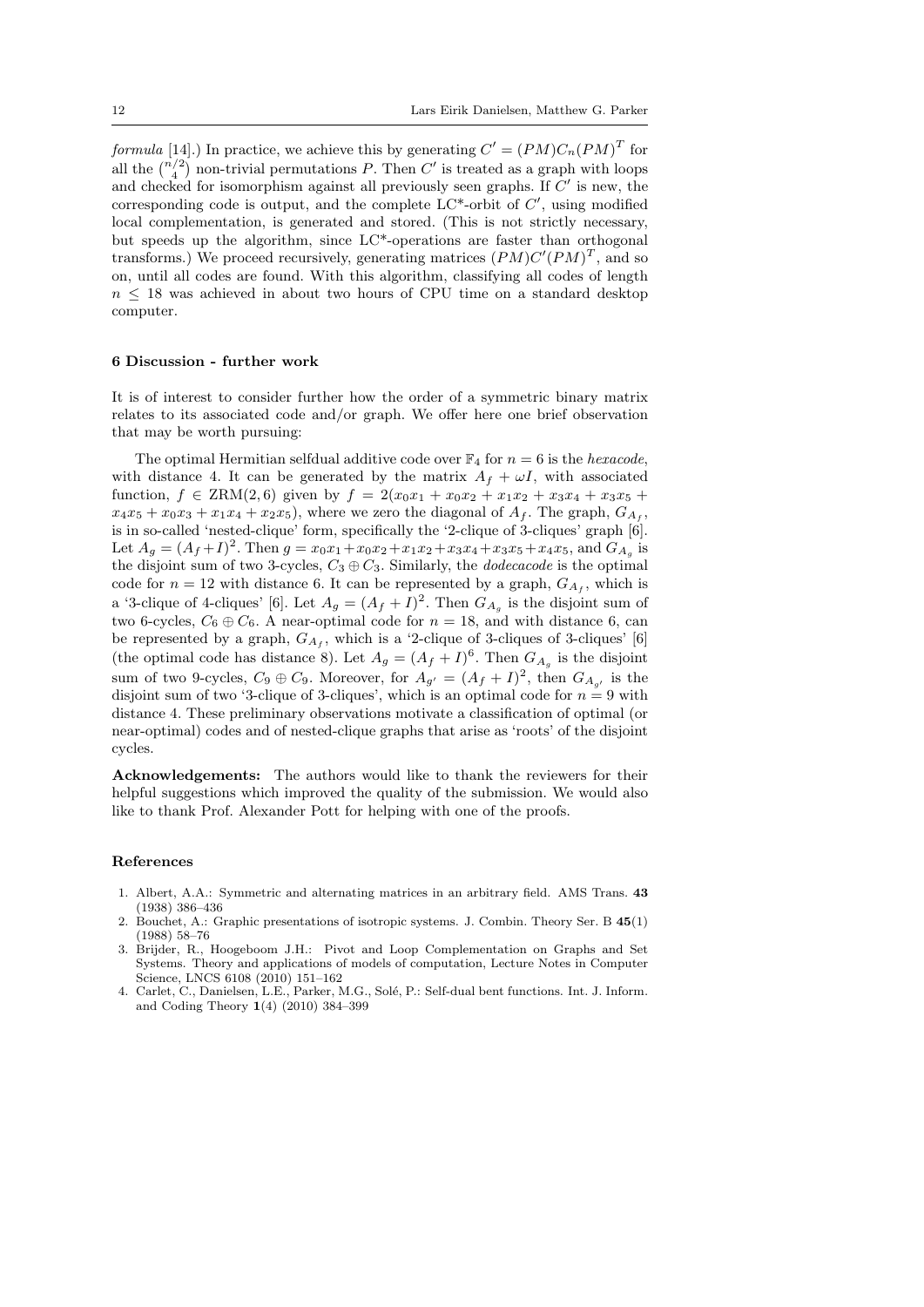*formula* [14].) In practice, we achieve this by generating $C' = (PM)C_n(PM)^T$ for all the $\binom{n/2}{4}$ non-trivial permutations $P$. Then $C'$ is treated as a graph with loops and checked for isomorphism against all previously seen graphs. If $C'$ is new, the corresponding code is output, and the complete LC*-orbit of $C'$, using modified local complementation, is generated and stored. (This is not strictly necessary, but speeds up the algorithm, since LC*-operations are faster than orthogonal transforms.) We proceed recursively, generating matrices $(PM)C'(PM)^T$, and so on, until all codes are found. With this algorithm, classifying all codes of length $n \leq 18$ was achieved in about two hours of CPU time on a standard desktop computer.

## 6 Discussion - further work

It is of interest to consider further how the order of a symmetric binary matrix relates to its associated code and/or graph. We offer here one brief observation that may be worth pursuing:

The optimal Hermitian selfdual additive code over $\mathbb{F}_4$ for $n = 6$ is the *hexacode*, with distance 4. It can be generated by the matrix $A_f + \omega I$, with associated function, $f \in \text{ZRM}(2, 6)$ given by $f = 2(x_0x_1 + x_0x_2 + x_1x_2 + x_3x_4 + x_3x_5 + x_4x_5 + x_0x_3 + x_1x_4 + x_2x_5)$, where we zero the diagonal of $A_f$. The graph, $G_{A_f}$, is in so-called 'nested-clique' form, specifically the '2-clique of 3-cliques' graph [6]. Let $A_g = (A_f + I)^2$. Then $g = x_0x_1 + x_0x_2 + x_1x_2 + x_3x_4 + x_3x_5 + x_4x_5$, and $G_{A_g}$ is the disjoint sum of two 3-cycles, $C_3 \oplus C_3$. Similarly, the *dodecacode* is the optimal code for $n = 12$ with distance 6. It can be represented by a graph, $G_{A_f}$, which is a '3-clique of 4-cliques' [6]. Let $A_g = (A_f + I)^2$. Then $G_{A_g}$ is the disjoint sum of two 6-cycles, $C_6 \oplus C_6$. A near-optimal code for $n = 18$, and with distance 6, can be represented by a graph, $G_{A_f}$, which is a '2-clique of 3-cliques of 3-cliques' [6] (the optimal code has distance 8). Let $A_g = (A_f + I)^6$. Then $G_{A_g}$ is the disjoint sum of two 9-cycles, $C_9 \oplus C_9$. Moreover, for $A_{g'} = (A_f + I)^2$, then $G_{A_{g'}}$ is the disjoint sum of two '3-clique of 3-cliques', which is an optimal code for $n = 9$ with distance 4. These preliminary observations motivate a classification of optimal (or near-optimal) codes and of nested-clique graphs that arise as 'roots' of the disjoint cycles.

**Acknowledgements:** The authors would like to thank the reviewers for their helpful suggestions which improved the quality of the submission. We would also like to thank Prof. Alexander Pott for helping with one of the proofs.

## References

1. Albert, A.A.: Symmetric and alternating matrices in an arbitrary field. AMS Trans. **43** (1938) 386–436
2. Bouchet, A.: Graphic presentations of isotropic systems. J. Combin. Theory Ser. B **45**(1) (1988) 58–76
3. Brijder, R., Hoogeboom J.H.: Pivot and Loop Complementation on Graphs and Set Systems. Theory and applications of models of computation, Lecture Notes in Computer Science, LNCS 6108 (2010) 151–162
4. Carlet, C., Danielsen, L.E., Parker, M.G., Solé, P.: Self-dual bent functions. Int. J. Inform. and Coding Theory **1**(4) (2010) 384–399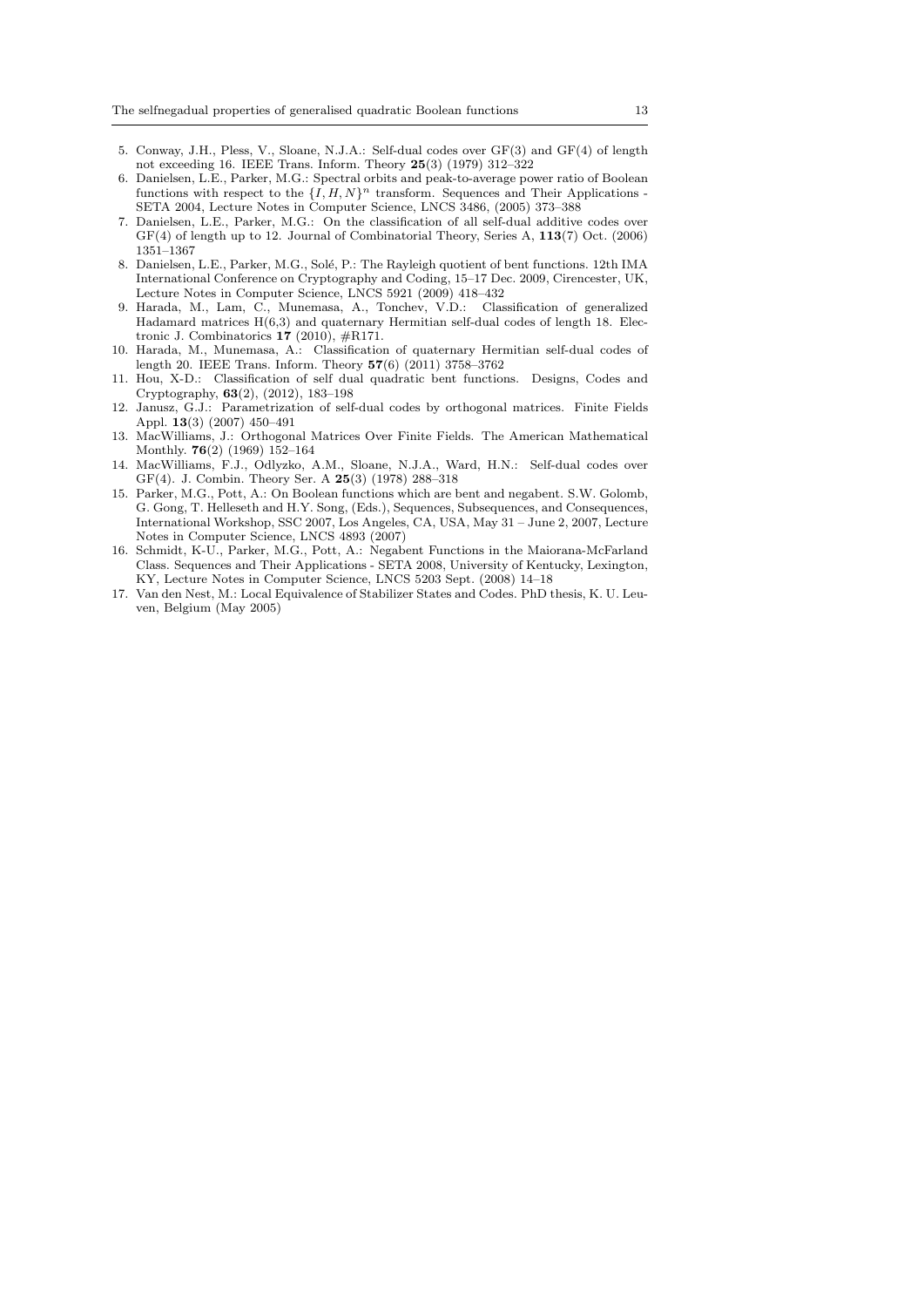5. Conway, J.H., Pless, V., Sloane, N.J.A.: Self-dual codes over GF(3) and GF(4) of length not exceeding 16. IEEE Trans. Inform. Theory **25**(3) (1979) 312–322
6. Danielsen, L.E., Parker, M.G.: Spectral orbits and peak-to-average power ratio of Boolean functions with respect to the $\{I, H, N\}^n$ transform. Sequences and Their Applications - SETA 2004, Lecture Notes in Computer Science, LNCS 3486, (2005) 373–388
7. Danielsen, L.E., Parker, M.G.: On the classification of all self-dual additive codes over GF(4) of length up to 12. Journal of Combinatorial Theory, Series A, **113**(7) Oct. (2006) 1351–1367
8. Danielsen, L.E., Parker, M.G., Solé, P.: The Rayleigh quotient of bent functions. 12th IMA International Conference on Cryptography and Coding, 15–17 Dec. 2009, Cirencester, UK, Lecture Notes in Computer Science, LNCS 5921 (2009) 418–432
9. Harada, M., Lam, C., Munemasa, A., Tonchev, V.D.: Classification of generalized Hadamard matrices H(6,3) and quaternary Hermitian self-dual codes of length 18. Electronic J. Combinatorics **17** (2010), #R171.
10. Harada, M., Munemasa, A.: Classification of quaternary Hermitian self-dual codes of length 20. IEEE Trans. Inform. Theory **57**(6) (2011) 3758–3762
11. Hou, X-D.: Classification of self dual quadratic bent functions. Designs, Codes and Cryptography, **63**(2), (2012), 183–198
12. Janusz, G.J.: Parametrization of self-dual codes by orthogonal matrices. Finite Fields Appl. **13**(3) (2007) 450–491
13. MacWilliams, J.: Orthogonal Matrices Over Finite Fields. The American Mathematical Monthly. **76**(2) (1969) 152–164
14. MacWilliams, F.J., Odlyzko, A.M., Sloane, N.J.A., Ward, H.N.: Self-dual codes over GF(4). J. Combin. Theory Ser. A **25**(3) (1978) 288–318
15. Parker, M.G., Pott, A.: On Boolean functions which are bent and negabent. S.W. Golomb, G. Gong, T. Helleseth and H.Y. Song, (Eds.), Sequences, Subsequences, and Consequences, International Workshop, SSC 2007, Los Angeles, CA, USA, May 31 – June 2, 2007, Lecture Notes in Computer Science, LNCS 4893 (2007)
16. Schmidt, K-U., Parker, M.G., Pott, A.: Negabent Functions in the Maiorana-McFarland Class. Sequences and Their Applications - SETA 2008, University of Kentucky, Lexington, KY, Lecture Notes in Computer Science, LNCS 5203 Sept. (2008) 14–18
17. Van den Nest, M.: Local Equivalence of Stabilizer States and Codes. PhD thesis, K. U. Leuven, Belgium (May 2005)